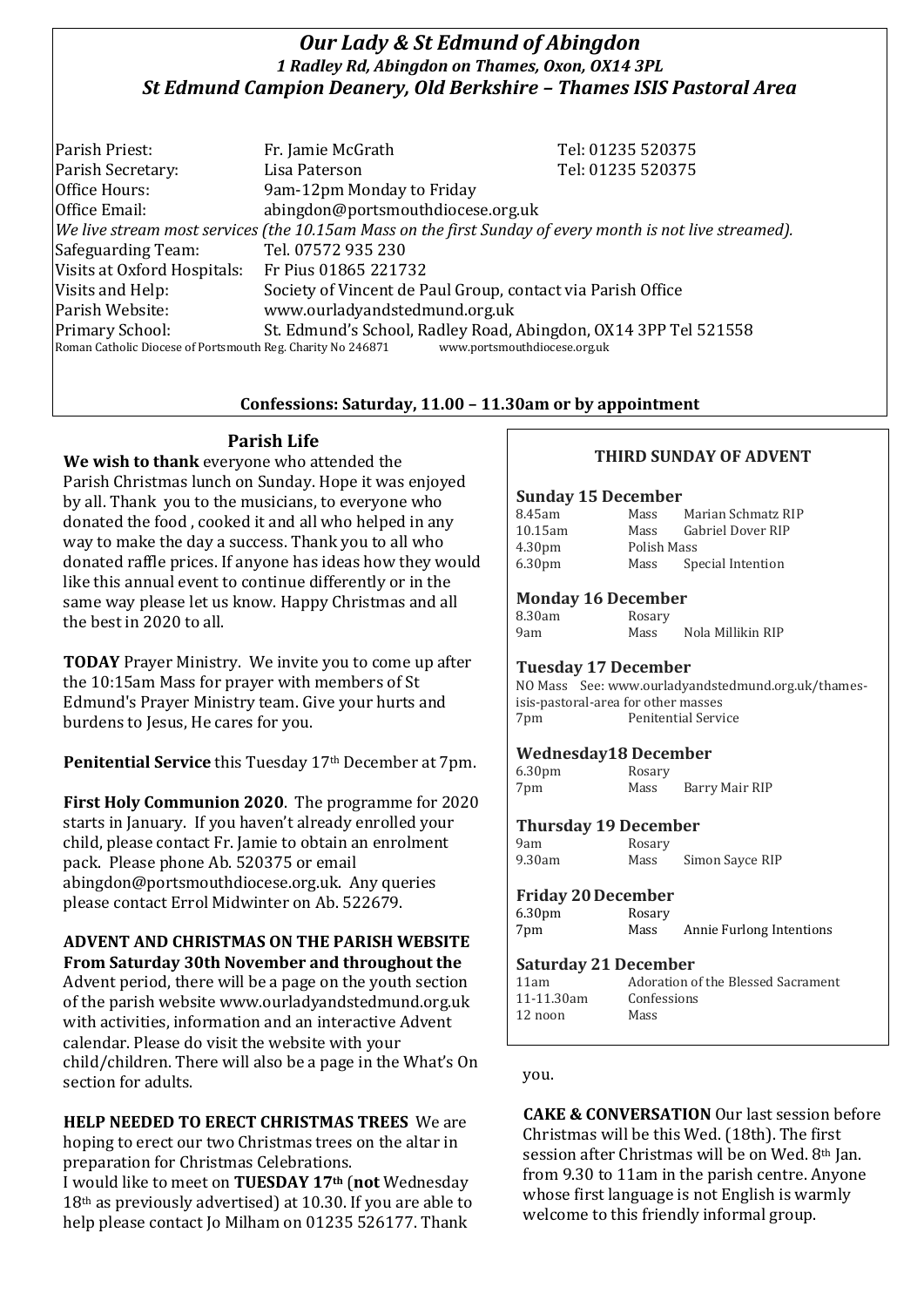# *Our Lady & St Edmund of Abingdon*

***1 Radley Rd, Abingdon on Thames, Oxon, OX14 3PL***

***St Edmund Campion Deanery, Old Berkshire – Thames ISIS Pastoral Area***

| | | |
|---|---|---|
| Parish Priest: | Fr. Jamie McGrath | Tel: 01235 520375 |
| Parish Secretary: | Lisa Paterson | Tel: 01235 520375 |
| Office Hours: | 9am-12pm Monday to Friday | |
| Office Email: | abingdon@portsmouthdiocese.org.uk | |

*We live stream most services (the 10.15am Mass on the first Sunday of every month is not live streamed).*

| | |
|---|---|
| Safeguarding Team: | Tel. 07572 935 230 |
| Visits at Oxford Hospitals: | Fr Pius 01865 221732 |
| Visits and Help: | Society of Vincent de Paul Group, contact via Parish Office |
| Parish Website: | www.ourladyandstedmund.org.uk |
| Primary School: | St. Edmund's School, Radley Road, Abingdon, OX14 3PP Tel 521558 |

Roman Catholic Diocese of Portsmouth Reg. Charity No 246871 www.portsmouthdiocese.org.uk

**Confessions: Saturday, 11.00 – 11.30am or by appointment**

## Parish Life

**We wish to thank** everyone who attended the Parish Christmas lunch on Sunday. Hope it was enjoyed by all. Thank you to the musicians, to everyone who donated the food , cooked it and all who helped in any way to make the day a success. Thank you to all who donated raffle prices. If anyone has ideas how they would like this annual event to continue differently or in the same way please let us know. Happy Christmas and all the best in 2020 to all.

**TODAY** Prayer Ministry. We invite you to come up after the 10:15am Mass for prayer with members of St Edmund's Prayer Ministry team. Give your hurts and burdens to Jesus, He cares for you.

**Penitential Service** this Tuesday 17th December at 7pm.

**First Holy Communion 2020**. The programme for 2020 starts in January. If you haven't already enrolled your child, please contact Fr. Jamie to obtain an enrolment pack. Please phone Ab. 520375 or email abingdon@portsmouthdiocese.org.uk. Any queries please contact Errol Midwinter on Ab. 522679.

**ADVENT AND CHRISTMAS ON THE PARISH WEBSITE From Saturday 30th November and throughout the** Advent period, there will be a page on the youth section of the parish website www.ourladyandstedmund.org.uk with activities, information and an interactive Advent calendar. Please do visit the website with your child/children. There will also be a page in the What's On section for adults.

**HELP NEEDED TO ERECT CHRISTMAS TREES** We are hoping to erect our two Christmas trees on the altar in preparation for Christmas Celebrations.
I would like to meet on **TUESDAY 17th** (**not** Wednesday 18th as previously advertised) at 10.30. If you are able to help please contact Jo Milham on 01235 526177. Thank you.

**CAKE & CONVERSATION** Our last session before Christmas will be this Wed. (18th). The first session after Christmas will be on Wed. 8th Jan. from 9.30 to 11am in the parish centre. Anyone whose first language is not English is warmly welcome to this friendly informal group.

## THIRD SUNDAY OF ADVENT

### Sunday 15 December

| | | |
|---|---|---|
| 8.45am | Mass | Marian Schmatz RIP |
| 10.15am | Mass | Gabriel Dover RIP |
| 4.30pm | Polish Mass | |
| 6.30pm | Mass | Special Intention |

### Monday 16 December

| | | |
|---|---|---|
| 8.30am | Rosary | |
| 9am | Mass | Nola Millikin RIP |

### Tuesday 17 December

NO Mass See: www.ourladyandstedmund.org.uk/thames-isis-pastoral-area for other masses

| | |
|---|---|
| 7pm | Penitential Service |

### Wednesday18 December

| | | |
|---|---|---|
| 6.30pm | Rosary | |
| 7pm | Mass | Barry Mair RIP |

### Thursday 19 December

| | | |
|---|---|---|
| 9am | Rosary | |
| 9.30am | Mass | Simon Sayce RIP |

### Friday 20 December

| | | |
|---|---|---|
| 6.30pm | Rosary | |
| 7pm | Mass | Annie Furlong Intentions |

### Saturday 21 December

| | |
|---|---|
| 11am | Adoration of the Blessed Sacrament |
| 11-11.30am | Confessions |
| 12 noon | Mass |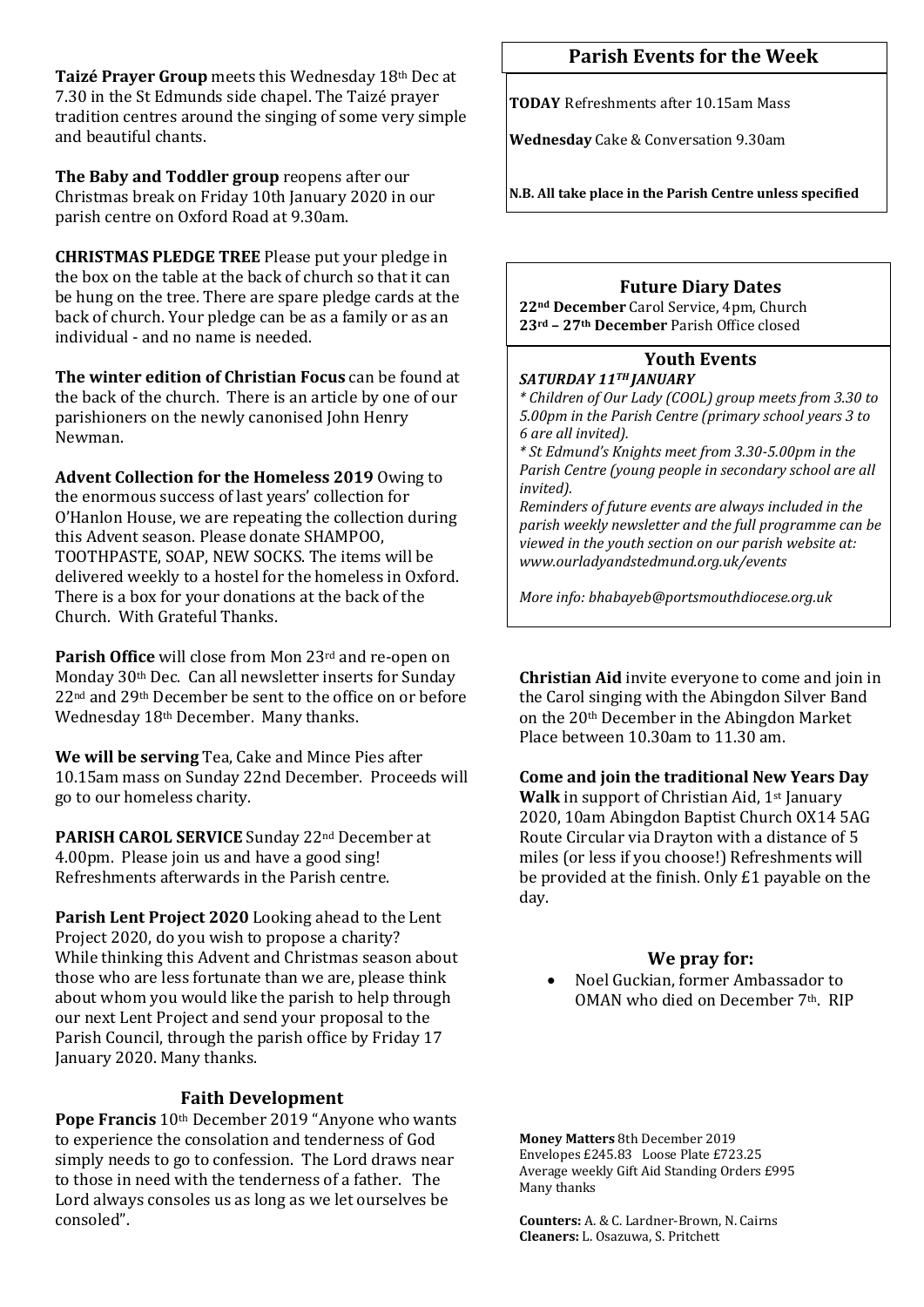**Taizé Prayer Group** meets this Wednesday 18th Dec at 7.30 in the St Edmunds side chapel. The Taizé prayer tradition centres around the singing of some very simple and beautiful chants.

**The Baby and Toddler group** reopens after our Christmas break on Friday 10th January 2020 in our parish centre on Oxford Road at 9.30am.

**CHRISTMAS PLEDGE TREE** Please put your pledge in the box on the table at the back of church so that it can be hung on the tree. There are spare pledge cards at the back of church. Your pledge can be as a family or as an individual - and no name is needed.

**The winter edition of Christian Focus** can be found at the back of the church. There is an article by one of our parishioners on the newly canonised John Henry Newman.

**Advent Collection for the Homeless 2019** Owing to the enormous success of last years' collection for O'Hanlon House, we are repeating the collection during this Advent season. Please donate SHAMPOO, TOOTHPASTE, SOAP, NEW SOCKS. The items will be delivered weekly to a hostel for the homeless in Oxford. There is a box for your donations at the back of the Church. With Grateful Thanks.

**Parish Office** will close from Mon 23rd and re-open on Monday 30th Dec. Can all newsletter inserts for Sunday 22nd and 29th December be sent to the office on or before Wednesday 18th December. Many thanks.

**We will be serving** Tea, Cake and Mince Pies after 10.15am mass on Sunday 22nd December. Proceeds will go to our homeless charity.

**PARISH CAROL SERVICE** Sunday 22nd December at 4.00pm. Please join us and have a good sing! Refreshments afterwards in the Parish centre.

**Parish Lent Project 2020** Looking ahead to the Lent Project 2020, do you wish to propose a charity? While thinking this Advent and Christmas season about those who are less fortunate than we are, please think about whom you would like the parish to help through our next Lent Project and send your proposal to the Parish Council, through the parish office by Friday 17 January 2020. Many thanks.

## Faith Development

**Pope Francis** 10th December 2019 "Anyone who wants to experience the consolation and tenderness of God simply needs to go to confession. The Lord draws near to those in need with the tenderness of a father. The Lord always consoles us as long as we let ourselves be consoled".

## Parish Events for the Week

**TODAY** Refreshments after 10.15am Mass

**Wednesday** Cake & Conversation 9.30am

**N.B. All take place in the Parish Centre unless specified**

## Future Diary Dates

**22nd December** Carol Service, 4pm, Church
**23rd – 27th December** Parish Office closed

## Youth Events

***SATURDAY 11TH JANUARY***

*\* Children of Our Lady (COOL) group meets from 3.30 to 5.00pm in the Parish Centre (primary school years 3 to 6 are all invited).*

*\* St Edmund's Knights meet from 3.30-5.00pm in the Parish Centre (young people in secondary school are all invited).*

*Reminders of future events are always included in the parish weekly newsletter and the full programme can be viewed in the youth section on our parish website at: www.ourladyandstedmund.org.uk/events*

*More info: bhabayeb@portsmouthdiocese.org.uk*

**Christian Aid** invite everyone to come and join in the Carol singing with the Abingdon Silver Band on the 20th December in the Abingdon Market Place between 10.30am to 11.30 am.

**Come and join the traditional New Years Day Walk** in support of Christian Aid, 1st January 2020, 10am Abingdon Baptist Church OX14 5AG Route Circular via Drayton with a distance of 5 miles (or less if you choose!) Refreshments will be provided at the finish. Only £1 payable on the day.

## We pray for:

- Noel Guckian, former Ambassador to OMAN who died on December 7th. RIP

**Money Matters** 8th December 2019
Envelopes £245.83 Loose Plate £723.25
Average weekly Gift Aid Standing Orders £995
Many thanks

**Counters:** A. & C. Lardner-Brown, N. Cairns
**Cleaners:** L. Osazuwa, S. Pritchett